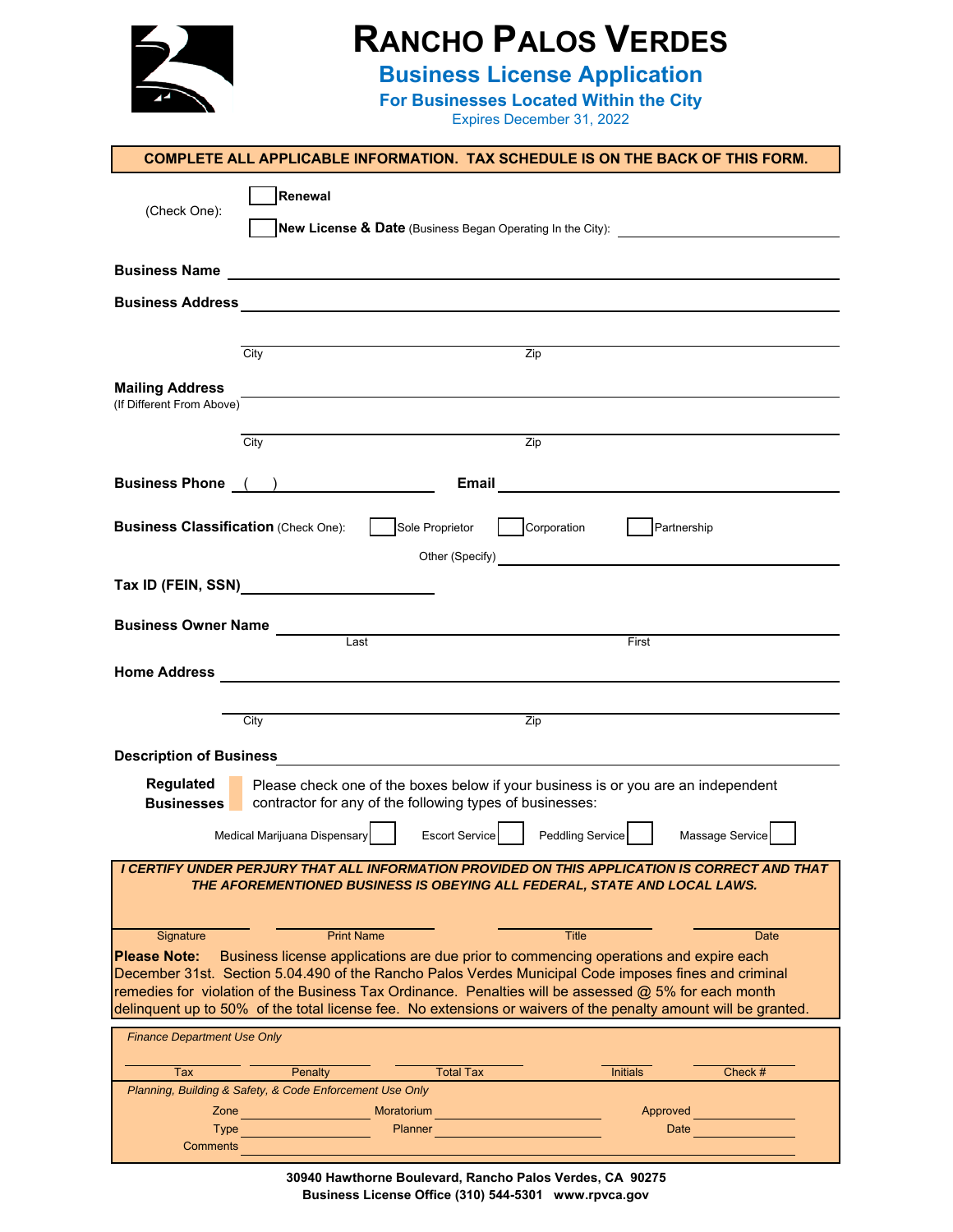# RANCHO PALOS VERDES

## Business License Application

### For Businesses Located Within the City

Expires December 31, 2022

**COMPLETE ALL APPLICABLE INFORMATION. TAX SCHEDULE IS ON THE BACK OF THIS FORM.**

(Check One): ☐ **Renewal**

☐ **New License & Date** (Business Began Operating In the City): ______________________

**Business Name** ______________________________________________

**Business Address** ______________________________________________

City ______________________ Zip ______________________

**Mailing Address** ______________________________________________
(If Different From Above)

City ______________________ Zip ______________________

**Business Phone** ( ) ______________________ **Email** ______________________

**Business Classification** (Check One): ☐ Sole Proprietor ☐ Corporation ☐ Partnership

Other (Specify) ______________________

**Tax ID (FEIN, SSN)** ______________________

**Business Owner Name** ______________________ ______________________
Last First

**Home Address** ______________________________________________

City ______________________ Zip ______________________

**Description of Business** ______________________________________________

**Regulated Businesses** Please check one of the boxes below if your business is or you are an independent contractor for any of the following types of businesses:

Medical Marijuana Dispensary ☐ Escort Service ☐ Peddling Service ☐ Massage Service ☐

***I CERTIFY UNDER PERJURY THAT ALL INFORMATION PROVIDED ON THIS APPLICATION IS CORRECT AND THAT THE AFOREMENTIONED BUSINESS IS OBEYING ALL FEDERAL, STATE AND LOCAL LAWS.***

| Signature | Print Name | Title | Date |
|---|---|---|---|
| | | | |

**Please Note:** Business license applications are due prior to commencing operations and expire each December 31st. Section 5.04.490 of the Rancho Palos Verdes Municipal Code imposes fines and criminal remedies for violation of the Business Tax Ordinance. Penalties will be assessed @ 5% for each month delinquent up to 50% of the total license fee. No extensions or waivers of the penalty amount will be granted.

*Finance Department Use Only*

| Tax | Penalty | Total Tax | Initials | Check # |
|---|---|---|---|---|
| | | | | |

*Planning, Building & Safety, & Code Enforcement Use Only*

Zone ______________ Moratorium ______________ Approved ______________

Type ______________ Planner ______________ Date ______________

Comments ______________________________________________

**30940 Hawthorne Boulevard, Rancho Palos Verdes, CA 90275**
**Business License Office (310) 544-5301 www.rpvca.gov**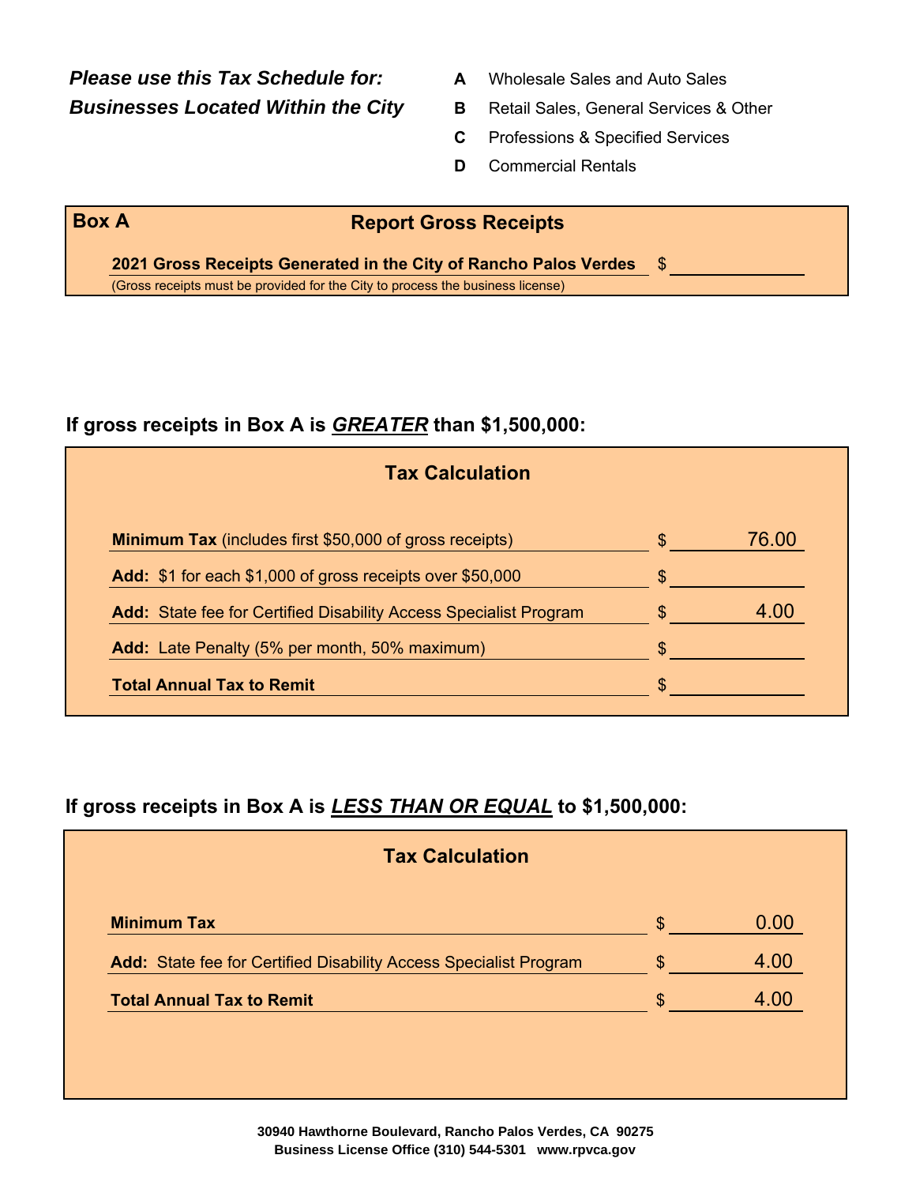***Please use this Tax Schedule for:***
***Businesses Located Within the City***

- **A** Wholesale Sales and Auto Sales
- **B** Retail Sales, General Services & Other
- **C** Professions & Specified Services
- **D** Commercial Rentals

## Box A — Report Gross Receipts

| | |
|---|---|
| **2021 Gross Receipts Generated in the City of Rancho Palos Verdes** | $ |

(Gross receipts must be provided for the City to process the business license)

### If gross receipts in Box A is ***GREATER*** than $1,500,000:

**Tax Calculation**

| | |
|---|---|
| **Minimum Tax** (includes first $50,000 of gross receipts) | $ 76.00 |
| **Add:** $1 for each $1,000 of gross receipts over $50,000 | $ |
| **Add:** State fee for Certified Disability Access Specialist Program | $ 4.00 |
| **Add:** Late Penalty (5% per month, 50% maximum) | $ |
| **Total Annual Tax to Remit** | $ |

### If gross receipts in Box A is ***LESS THAN OR EQUAL*** to $1,500,000:

**Tax Calculation**

| | |
|---|---|
| **Minimum Tax** | $ 0.00 |
| **Add:** State fee for Certified Disability Access Specialist Program | $ 4.00 |
| **Total Annual Tax to Remit** | $ 4.00 |

**30940 Hawthorne Boulevard, Rancho Palos Verdes, CA 90275**
**Business License Office (310) 544-5301 www.rpvca.gov**